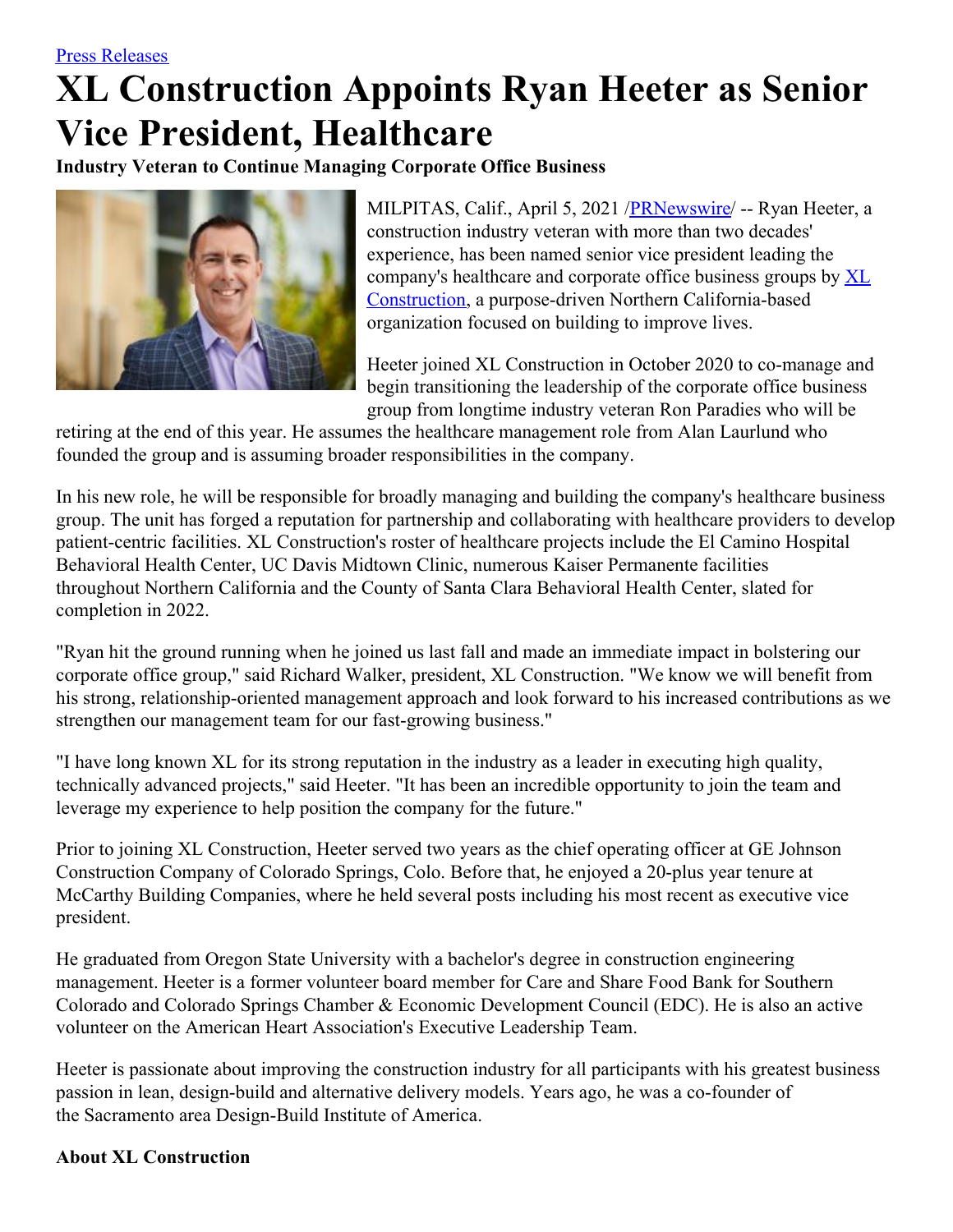Press Releases

# XL Construction Appoints Ryan Heeter as Senior Vice President, Healthcare

**Industry Veteran to Continue Managing Corporate Office Business**

MILPITAS, Calif., April 5, 2021 /PRNewswire/ -- Ryan Heeter, a construction industry veteran with more than two decades' experience, has been named senior vice president leading the company's healthcare and corporate office business groups by XL Construction, a purpose-driven Northern California-based organization focused on building to improve lives.

Heeter joined XL Construction in October 2020 to co-manage and begin transitioning the leadership of the corporate office business group from longtime industry veteran Ron Paradies who will be retiring at the end of this year. He assumes the healthcare management role from Alan Laurlund who founded the group and is assuming broader responsibilities in the company.

In his new role, he will be responsible for broadly managing and building the company's healthcare business group. The unit has forged a reputation for partnership and collaborating with healthcare providers to develop patient-centric facilities. XL Construction's roster of healthcare projects include the El Camino Hospital Behavioral Health Center, UC Davis Midtown Clinic, numerous Kaiser Permanente facilities throughout Northern California and the County of Santa Clara Behavioral Health Center, slated for completion in 2022.

"Ryan hit the ground running when he joined us last fall and made an immediate impact in bolstering our corporate office group," said Richard Walker, president, XL Construction. "We know we will benefit from his strong, relationship-oriented management approach and look forward to his increased contributions as we strengthen our management team for our fast-growing business."

"I have long known XL for its strong reputation in the industry as a leader in executing high quality, technically advanced projects," said Heeter. "It has been an incredible opportunity to join the team and leverage my experience to help position the company for the future."

Prior to joining XL Construction, Heeter served two years as the chief operating officer at GE Johnson Construction Company of Colorado Springs, Colo. Before that, he enjoyed a 20-plus year tenure at McCarthy Building Companies, where he held several posts including his most recent as executive vice president.

He graduated from Oregon State University with a bachelor's degree in construction engineering management. Heeter is a former volunteer board member for Care and Share Food Bank for Southern Colorado and Colorado Springs Chamber & Economic Development Council (EDC). He is also an active volunteer on the American Heart Association's Executive Leadership Team.

Heeter is passionate about improving the construction industry for all participants with his greatest business passion in lean, design-build and alternative delivery models. Years ago, he was a co-founder of the Sacramento area Design-Build Institute of America.

**About XL Construction**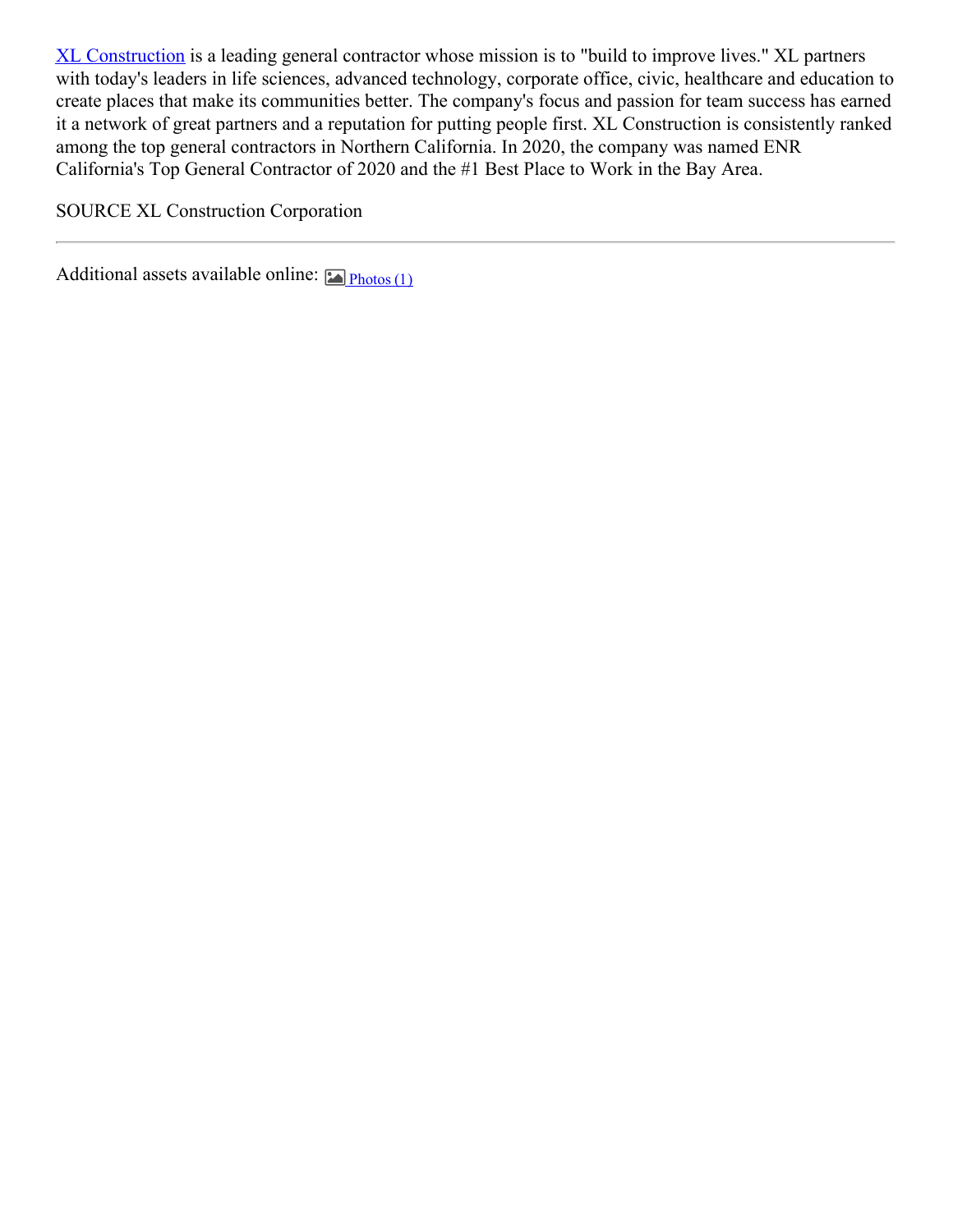XL Construction is a leading general contractor whose mission is to "build to improve lives." XL partners with today's leaders in life sciences, advanced technology, corporate office, civic, healthcare and education to create places that make its communities better. The company's focus and passion for team success has earned it a network of great partners and a reputation for putting people first. XL Construction is consistently ranked among the top general contractors in Northern California. In 2020, the company was named ENR California's Top General Contractor of 2020 and the #1 Best Place to Work in the Bay Area.

SOURCE XL Construction Corporation

---

Additional assets available online: Photos (1)